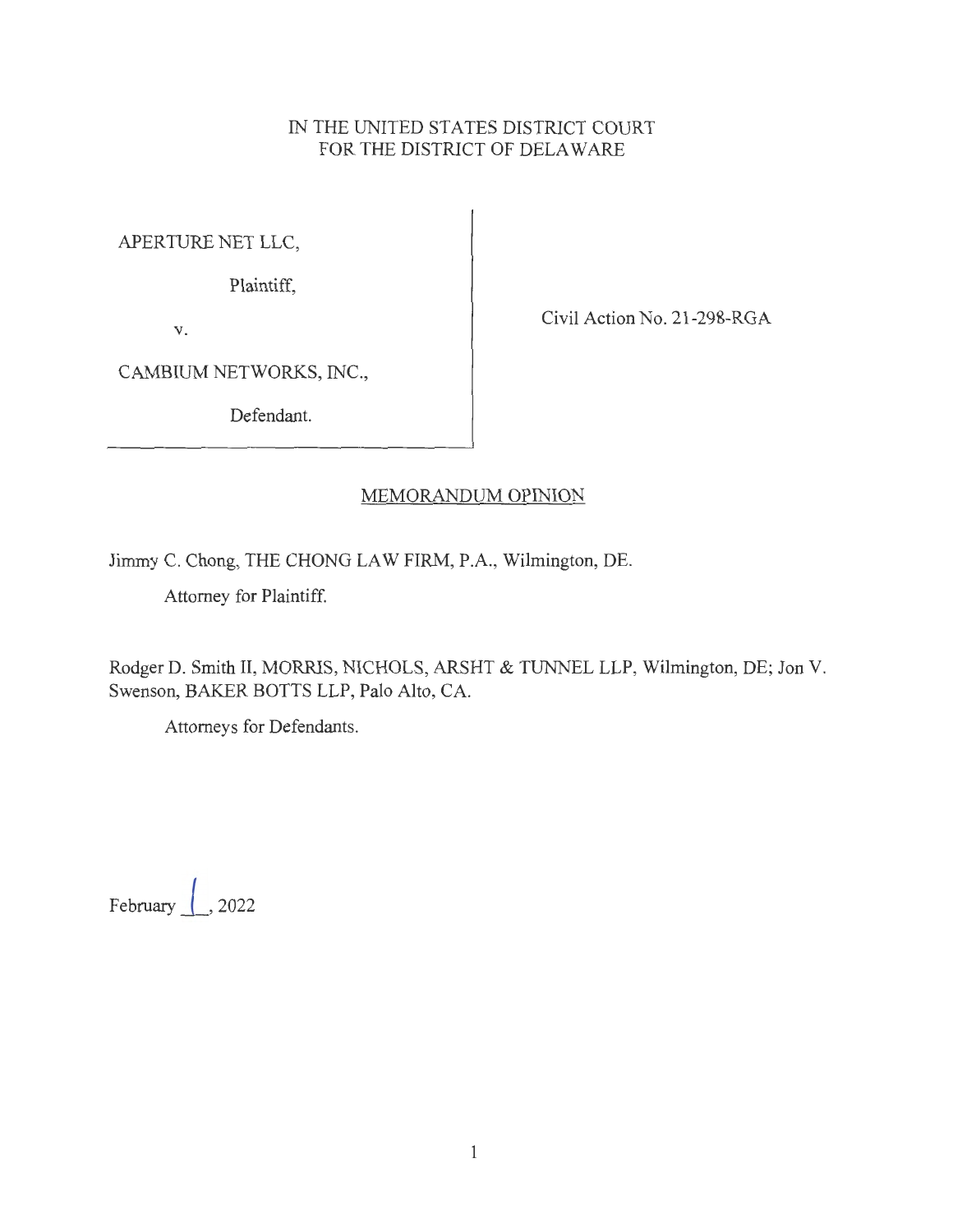IN THE UNITED STATES DISTRICT COURT
FOR THE DISTRICT OF DELAWARE

APERTURE NET LLC,

Plaintiff,

v.

CAMBIUM NETWORKS, INC.,

Defendant.

Civil Action No. 21-298-RGA

MEMORANDUM OPINION

Jimmy C. Chong, THE CHONG LAW FIRM, P.A., Wilmington, DE.

Attorney for Plaintiff.

Rodger D. Smith II, MORRIS, NICHOLS, ARSHT & TUNNEL LLP, Wilmington, DE; Jon V. Swenson, BAKER BOTTS LLP, Palo Alto, CA.

Attorneys for Defendants.

February 1, 2022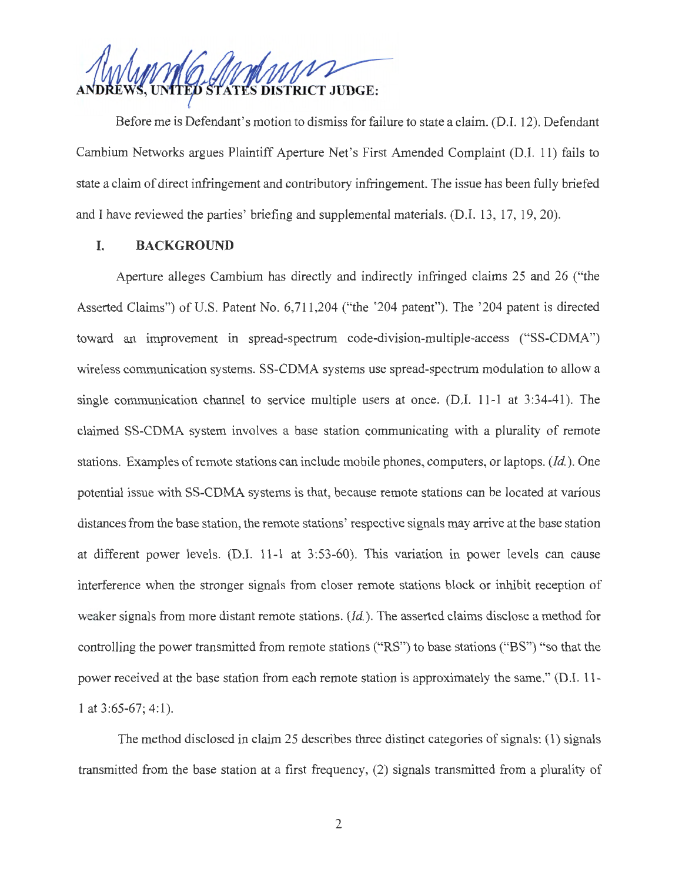**ANDREWS, UNITED STATES DISTRICT JUDGE:**

Before me is Defendant's motion to dismiss for failure to state a claim. (D.I. 12). Defendant Cambium Networks argues Plaintiff Aperture Net's First Amended Complaint (D.I. 11) fails to state a claim of direct infringement and contributory infringement. The issue has been fully briefed and I have reviewed the parties' briefing and supplemental materials. (D.I. 13, 17, 19, 20).

## I. BACKGROUND

Aperture alleges Cambium has directly and indirectly infringed claims 25 and 26 ("the Asserted Claims") of U.S. Patent No. 6,711,204 ("the '204 patent"). The '204 patent is directed toward an improvement in spread-spectrum code-division-multiple-access ("SS-CDMA") wireless communication systems. SS-CDMA systems use spread-spectrum modulation to allow a single communication channel to service multiple users at once. (D.I. 11-1 at 3:34-41). The claimed SS-CDMA system involves a base station communicating with a plurality of remote stations. Examples of remote stations can include mobile phones, computers, or laptops. (*Id.*). One potential issue with SS-CDMA systems is that, because remote stations can be located at various distances from the base station, the remote stations' respective signals may arrive at the base station at different power levels. (D.I. 11-1 at 3:53-60). This variation in power levels can cause interference when the stronger signals from closer remote stations block or inhibit reception of weaker signals from more distant remote stations. (*Id.*). The asserted claims disclose a method for controlling the power transmitted from remote stations ("RS") to base stations ("BS") "so that the power received at the base station from each remote station is approximately the same." (D.I. 11-1 at 3:65-67; 4:1).

The method disclosed in claim 25 describes three distinct categories of signals: (1) signals transmitted from the base station at a first frequency, (2) signals transmitted from a plurality of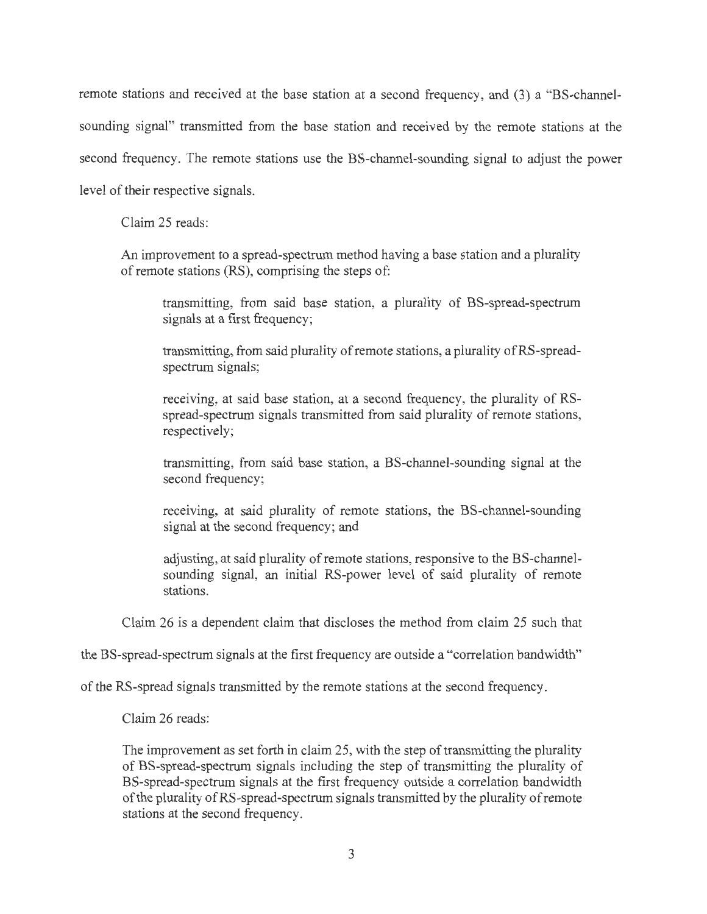remote stations and received at the base station at a second frequency, and (3) a "BS-channel-sounding signal" transmitted from the base station and received by the remote stations at the second frequency. The remote stations use the BS-channel-sounding signal to adjust the power level of their respective signals.

Claim 25 reads:

> An improvement to a spread-spectrum method having a base station and a plurality of remote stations (RS), comprising the steps of:
>
> > transmitting, from said base station, a plurality of BS-spread-spectrum signals at a first frequency;
> >
> > transmitting, from said plurality of remote stations, a plurality of RS-spread-spectrum signals;
> >
> > receiving, at said base station, at a second frequency, the plurality of RS-spread-spectrum signals transmitted from said plurality of remote stations, respectively;
> >
> > transmitting, from said base station, a BS-channel-sounding signal at the second frequency;
> >
> > receiving, at said plurality of remote stations, the BS-channel-sounding signal at the second frequency; and
> >
> > adjusting, at said plurality of remote stations, responsive to the BS-channel-sounding signal, an initial RS-power level of said plurality of remote stations.

Claim 26 is a dependent claim that discloses the method from claim 25 such that the BS-spread-spectrum signals at the first frequency are outside a "correlation bandwidth" of the RS-spread signals transmitted by the remote stations at the second frequency.

Claim 26 reads:

> The improvement as set forth in claim 25, with the step of transmitting the plurality of BS-spread-spectrum signals including the step of transmitting the plurality of BS-spread-spectrum signals at the first frequency outside a correlation bandwidth of the plurality of RS-spread-spectrum signals transmitted by the plurality of remote stations at the second frequency.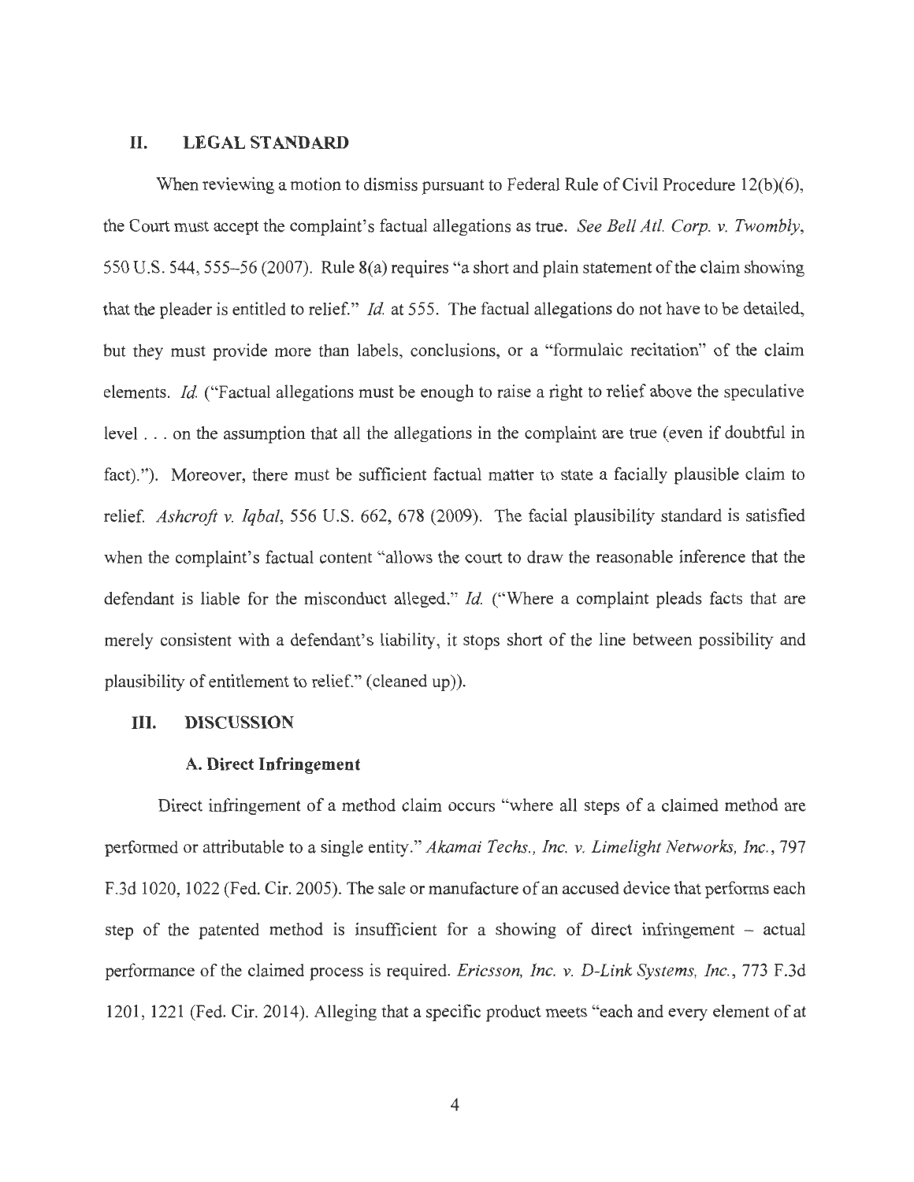## II. LEGAL STANDARD

When reviewing a motion to dismiss pursuant to Federal Rule of Civil Procedure 12(b)(6), the Court must accept the complaint's factual allegations as true. *See Bell Atl. Corp. v. Twombly*, 550 U.S. 544, 555–56 (2007). Rule 8(a) requires "a short and plain statement of the claim showing that the pleader is entitled to relief." *Id.* at 555. The factual allegations do not have to be detailed, but they must provide more than labels, conclusions, or a "formulaic recitation" of the claim elements. *Id.* ("Factual allegations must be enough to raise a right to relief above the speculative level . . . on the assumption that all the allegations in the complaint are true (even if doubtful in fact)."). Moreover, there must be sufficient factual matter to state a facially plausible claim to relief. *Ashcroft v. Iqbal*, 556 U.S. 662, 678 (2009). The facial plausibility standard is satisfied when the complaint's factual content "allows the court to draw the reasonable inference that the defendant is liable for the misconduct alleged." *Id.* ("Where a complaint pleads facts that are merely consistent with a defendant's liability, it stops short of the line between possibility and plausibility of entitlement to relief." (cleaned up)).

## III. DISCUSSION

### A. Direct Infringement

Direct infringement of a method claim occurs "where all steps of a claimed method are performed or attributable to a single entity." *Akamai Techs., Inc. v. Limelight Networks, Inc.*, 797 F.3d 1020, 1022 (Fed. Cir. 2005). The sale or manufacture of an accused device that performs each step of the patented method is insufficient for a showing of direct infringement – actual performance of the claimed process is required. *Ericsson, Inc. v. D-Link Systems, Inc.*, 773 F.3d 1201, 1221 (Fed. Cir. 2014). Alleging that a specific product meets "each and every element of at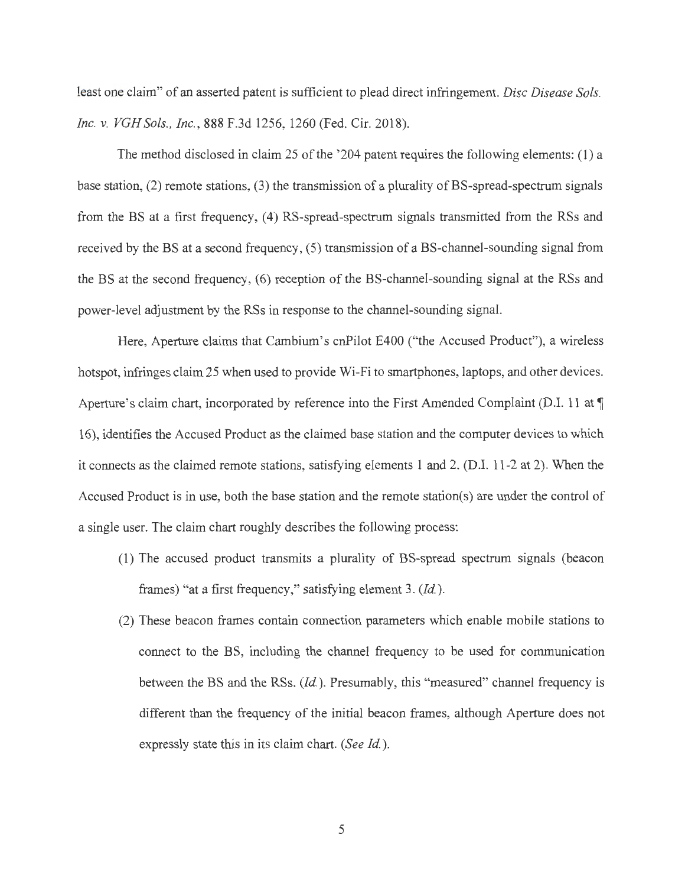least one claim" of an asserted patent is sufficient to plead direct infringement. *Disc Disease Sols. Inc. v. VGH Sols., Inc.*, 888 F.3d 1256, 1260 (Fed. Cir. 2018).

The method disclosed in claim 25 of the '204 patent requires the following elements: (1) a base station, (2) remote stations, (3) the transmission of a plurality of BS-spread-spectrum signals from the BS at a first frequency, (4) RS-spread-spectrum signals transmitted from the RSs and received by the BS at a second frequency, (5) transmission of a BS-channel-sounding signal from the BS at the second frequency, (6) reception of the BS-channel-sounding signal at the RSs and power-level adjustment by the RSs in response to the channel-sounding signal.

Here, Aperture claims that Cambium's cnPilot E400 ("the Accused Product"), a wireless hotspot, infringes claim 25 when used to provide Wi-Fi to smartphones, laptops, and other devices. Aperture's claim chart, incorporated by reference into the First Amended Complaint (D.I. 11 at ¶ 16), identifies the Accused Product as the claimed base station and the computer devices to which it connects as the claimed remote stations, satisfying elements 1 and 2. (D.I. 11-2 at 2). When the Accused Product is in use, both the base station and the remote station(s) are under the control of a single user. The claim chart roughly describes the following process:

(1) The accused product transmits a plurality of BS-spread spectrum signals (beacon frames) "at a first frequency," satisfying element 3. (*Id.*).

(2) These beacon frames contain connection parameters which enable mobile stations to connect to the BS, including the channel frequency to be used for communication between the BS and the RSs. (*Id.*). Presumably, this "measured" channel frequency is different than the frequency of the initial beacon frames, although Aperture does not expressly state this in its claim chart. (*See Id.*).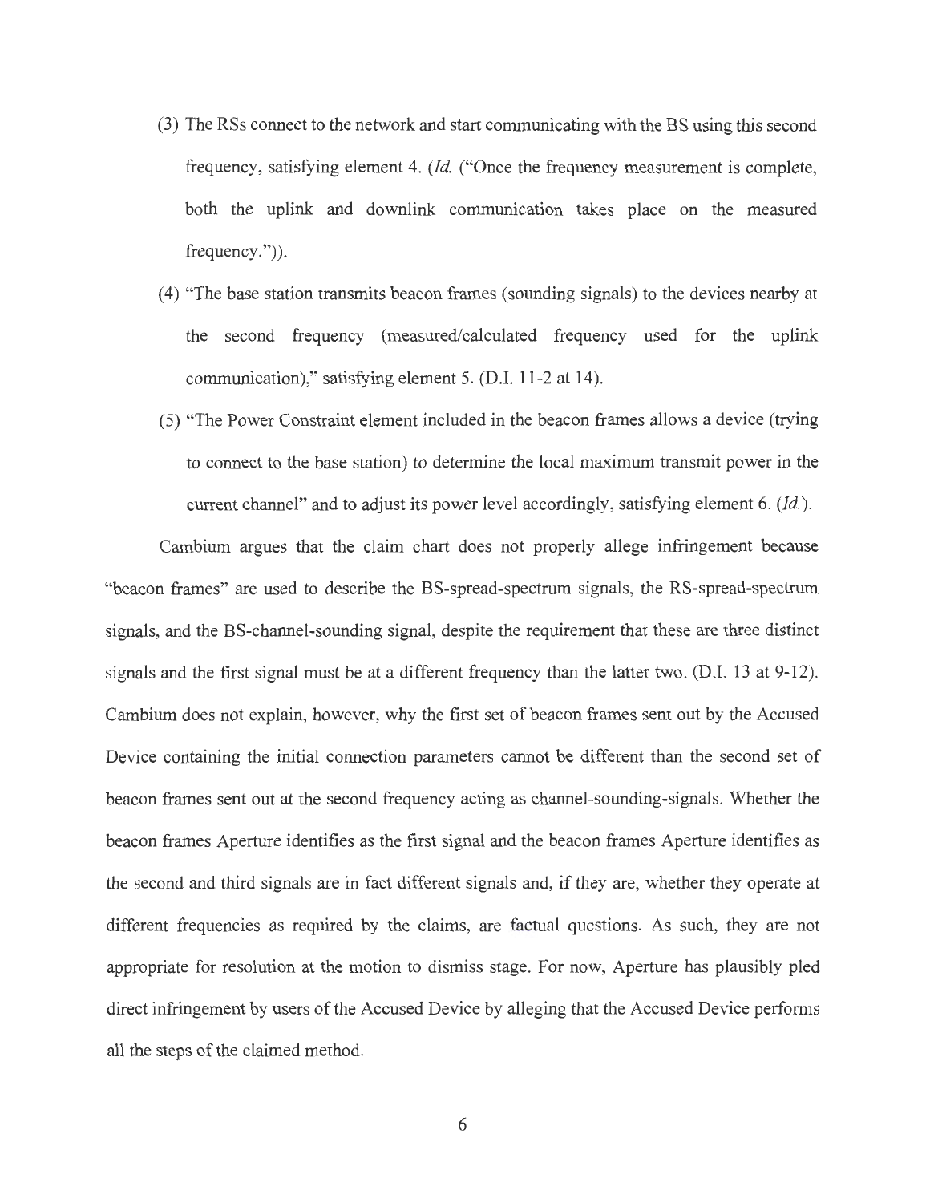(3) The RSs connect to the network and start communicating with the BS using this second frequency, satisfying element 4. (*Id.* ("Once the frequency measurement is complete, both the uplink and downlink communication takes place on the measured frequency.")).

(4) "The base station transmits beacon frames (sounding signals) to the devices nearby at the second frequency (measured/calculated frequency used for the uplink communication)," satisfying element 5. (D.I. 11-2 at 14).

(5) "The Power Constraint element included in the beacon frames allows a device (trying to connect to the base station) to determine the local maximum transmit power in the current channel" and to adjust its power level accordingly, satisfying element 6. (*Id.*).

Cambium argues that the claim chart does not properly allege infringement because "beacon frames" are used to describe the BS-spread-spectrum signals, the RS-spread-spectrum signals, and the BS-channel-sounding signal, despite the requirement that these are three distinct signals and the first signal must be at a different frequency than the latter two. (D.I. 13 at 9-12). Cambium does not explain, however, why the first set of beacon frames sent out by the Accused Device containing the initial connection parameters cannot be different than the second set of beacon frames sent out at the second frequency acting as channel-sounding-signals. Whether the beacon frames Aperture identifies as the first signal and the beacon frames Aperture identifies as the second and third signals are in fact different signals and, if they are, whether they operate at different frequencies as required by the claims, are factual questions. As such, they are not appropriate for resolution at the motion to dismiss stage. For now, Aperture has plausibly pled direct infringement by users of the Accused Device by alleging that the Accused Device performs all the steps of the claimed method.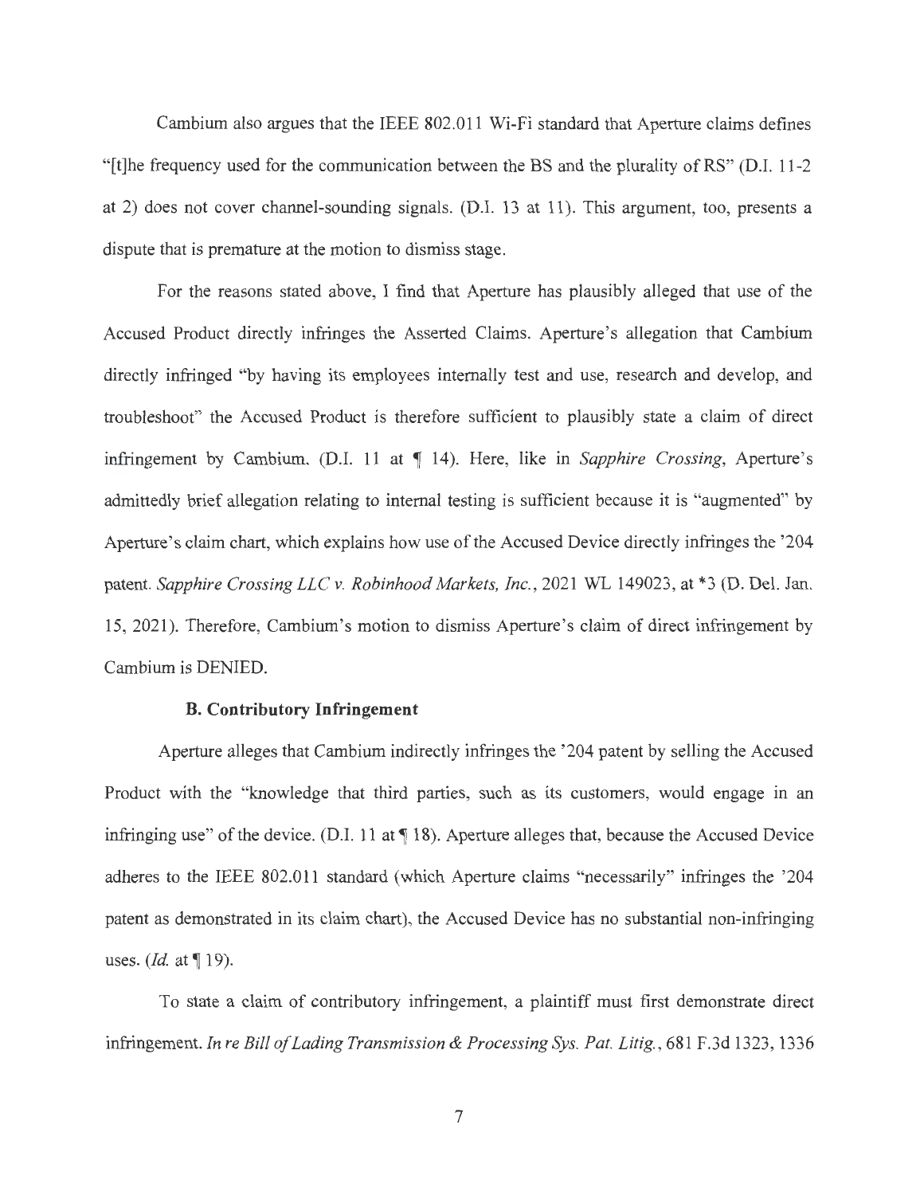Cambium also argues that the IEEE 802.011 Wi-Fi standard that Aperture claims defines "[t]he frequency used for the communication between the BS and the plurality of RS" (D.I. 11-2 at 2) does not cover channel-sounding signals. (D.I. 13 at 11). This argument, too, presents a dispute that is premature at the motion to dismiss stage.

For the reasons stated above, I find that Aperture has plausibly alleged that use of the Accused Product directly infringes the Asserted Claims. Aperture's allegation that Cambium directly infringed "by having its employees internally test and use, research and develop, and troubleshoot" the Accused Product is therefore sufficient to plausibly state a claim of direct infringement by Cambium. (D.I. 11 at ¶ 14). Here, like in *Sapphire Crossing*, Aperture's admittedly brief allegation relating to internal testing is sufficient because it is "augmented" by Aperture's claim chart, which explains how use of the Accused Device directly infringes the '204 patent. *Sapphire Crossing LLC v. Robinhood Markets, Inc.*, 2021 WL 149023, at *3 (D. Del. Jan. 15, 2021). Therefore, Cambium's motion to dismiss Aperture's claim of direct infringement by Cambium is DENIED.

### B. Contributory Infringement

Aperture alleges that Cambium indirectly infringes the '204 patent by selling the Accused Product with the "knowledge that third parties, such as its customers, would engage in an infringing use" of the device. (D.I. 11 at ¶ 18). Aperture alleges that, because the Accused Device adheres to the IEEE 802.011 standard (which Aperture claims "necessarily" infringes the '204 patent as demonstrated in its claim chart), the Accused Device has no substantial non-infringing uses. (*Id.* at ¶ 19).

To state a claim of contributory infringement, a plaintiff must first demonstrate direct infringement. *In re Bill of Lading Transmission & Processing Sys. Pat. Litig.*, 681 F.3d 1323, 1336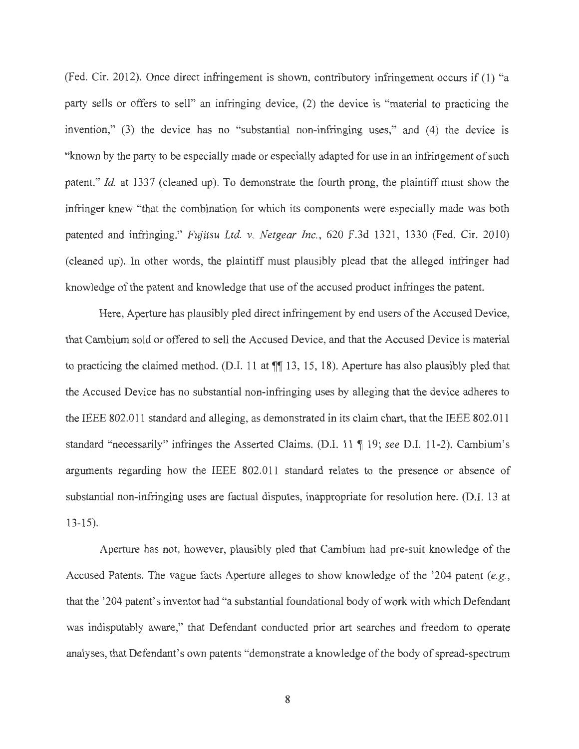(Fed. Cir. 2012). Once direct infringement is shown, contributory infringement occurs if (1) "a party sells or offers to sell" an infringing device, (2) the device is "material to practicing the invention," (3) the device has no "substantial non-infringing uses," and (4) the device is "known by the party to be especially made or especially adapted for use in an infringement of such patent." *Id.* at 1337 (cleaned up). To demonstrate the fourth prong, the plaintiff must show the infringer knew "that the combination for which its components were especially made was both patented and infringing." *Fujitsu Ltd. v. Netgear Inc.*, 620 F.3d 1321, 1330 (Fed. Cir. 2010) (cleaned up). In other words, the plaintiff must plausibly plead that the alleged infringer had knowledge of the patent and knowledge that use of the accused product infringes the patent.

Here, Aperture has plausibly pled direct infringement by end users of the Accused Device, that Cambium sold or offered to sell the Accused Device, and that the Accused Device is material to practicing the claimed method. (D.I. 11 at ¶¶ 13, 15, 18). Aperture has also plausibly pled that the Accused Device has no substantial non-infringing uses by alleging that the device adheres to the IEEE 802.011 standard and alleging, as demonstrated in its claim chart, that the IEEE 802.011 standard "necessarily" infringes the Asserted Claims. (D.I. 11 ¶ 19; *see* D.I. 11-2). Cambium's arguments regarding how the IEEE 802.011 standard relates to the presence or absence of substantial non-infringing uses are factual disputes, inappropriate for resolution here. (D.I. 13 at 13-15).

Aperture has not, however, plausibly pled that Cambium had pre-suit knowledge of the Accused Patents. The vague facts Aperture alleges to show knowledge of the '204 patent (*e.g.*, that the '204 patent's inventor had "a substantial foundational body of work with which Defendant was indisputably aware," that Defendant conducted prior art searches and freedom to operate analyses, that Defendant's own patents "demonstrate a knowledge of the body of spread-spectrum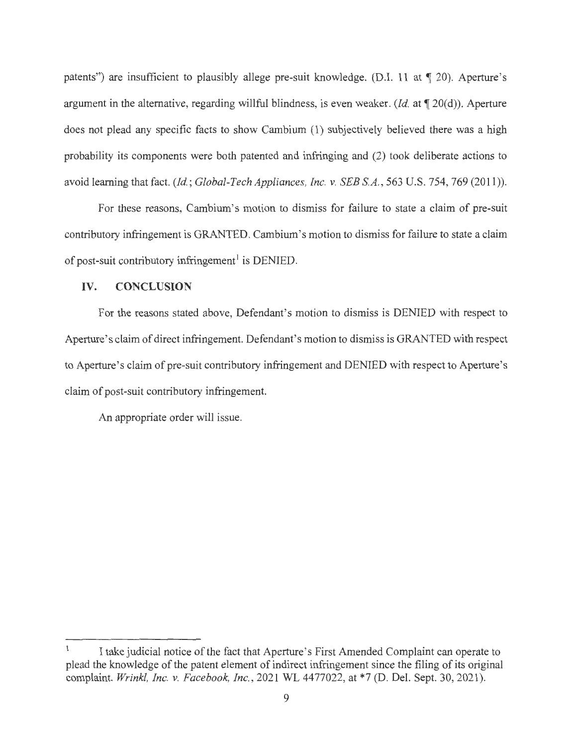patents") are insufficient to plausibly allege pre-suit knowledge. (D.I. 11 at ¶ 20). Aperture's argument in the alternative, regarding willful blindness, is even weaker. (*Id.* at ¶ 20(d)). Aperture does not plead any specific facts to show Cambium (1) subjectively believed there was a high probability its components were both patented and infringing and (2) took deliberate actions to avoid learning that fact. (*Id.*; *Global-Tech Appliances, Inc. v. SEB S.A.*, 563 U.S. 754, 769 (2011)).

For these reasons, Cambium's motion to dismiss for failure to state a claim of pre-suit contributory infringement is GRANTED. Cambium's motion to dismiss for failure to state a claim of post-suit contributory infringement[1] is DENIED.

## IV. CONCLUSION

For the reasons stated above, Defendant's motion to dismiss is DENIED with respect to Aperture's claim of direct infringement. Defendant's motion to dismiss is GRANTED with respect to Aperture's claim of pre-suit contributory infringement and DENIED with respect to Aperture's claim of post-suit contributory infringement.

An appropriate order will issue.

---

[1] I take judicial notice of the fact that Aperture's First Amended Complaint can operate to plead the knowledge of the patent element of indirect infringement since the filing of its original complaint. *Wrinkl, Inc. v. Facebook, Inc.*, 2021 WL 4477022, at *7 (D. Del. Sept. 30, 2021).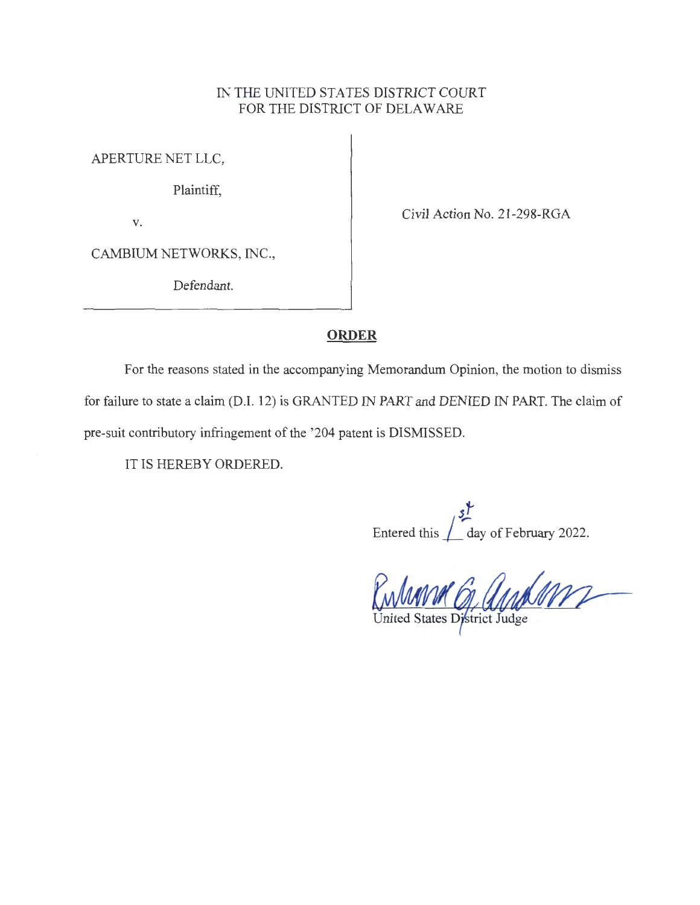IN THE UNITED STATES DISTRICT COURT
FOR THE DISTRICT OF DELAWARE

| | |
|---|---|
| APERTURE NET LLC,<br><br>Plaintiff,<br><br>v.<br><br>CAMBIUM NETWORKS, INC.,<br><br>Defendant. | Civil Action No. 21-298-RGA |

## ORDER

For the reasons stated in the accompanying Memorandum Opinion, the motion to dismiss for failure to state a claim (D.I. 12) is GRANTED IN PART and DENIED IN PART. The claim of pre-suit contributory infringement of the '204 patent is DISMISSED.

IT IS HEREBY ORDERED.

Entered this 1st day of February 2022.

United States District Judge